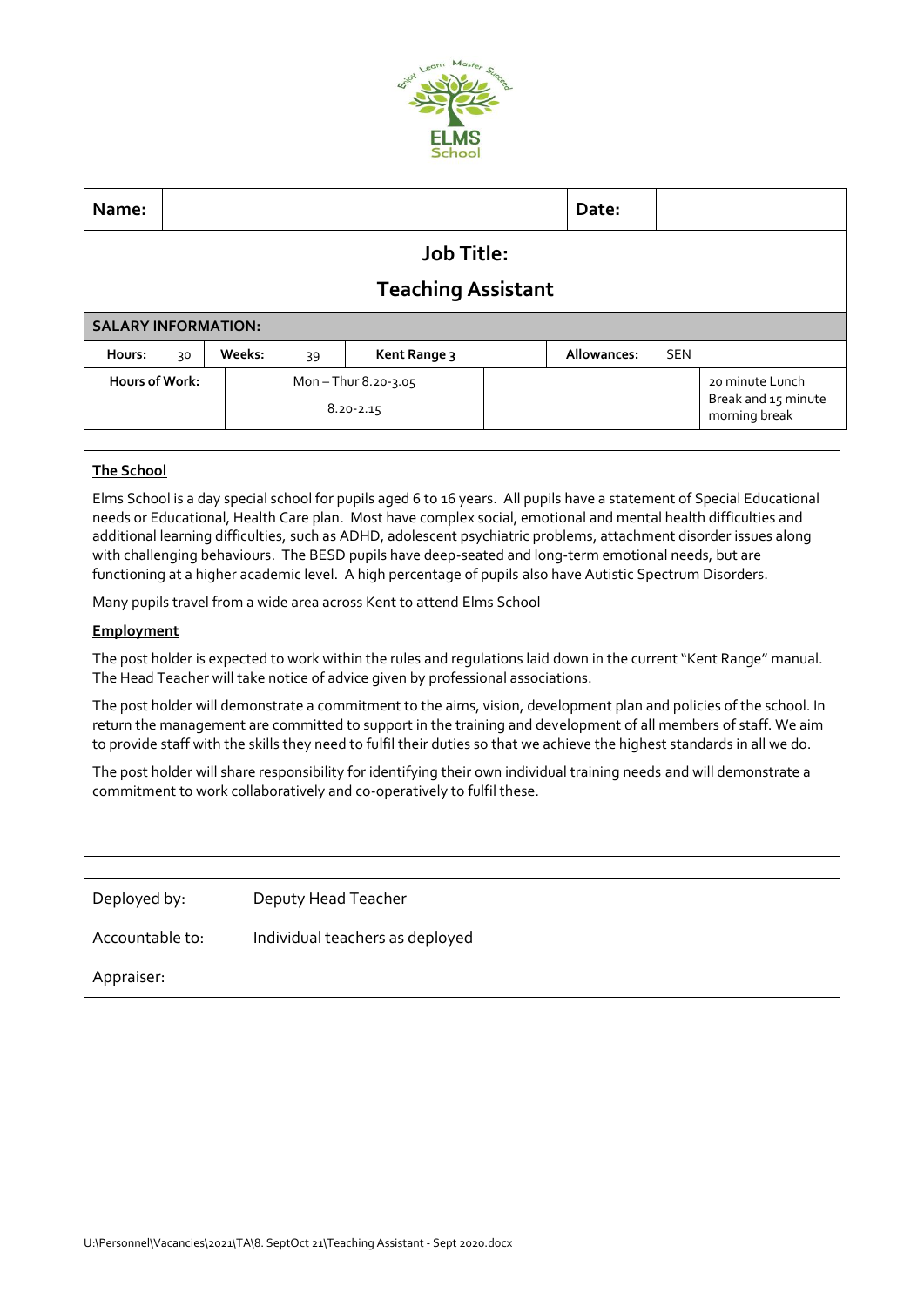| Name: | | Date: | |
|---|---|---|---|

**Job Title:**

**Teaching Assistant**

| SALARY INFORMATION: | | | | | | | | |
|---|---|---|---|---|---|---|---|---|
| Hours: | 30 | Weeks: | 39 | | Kent Range 3 | | Allowances: | SEN |
| Hours of Work: | Mon – Thur 8.20-3.05<br>8.20-2.15 | | | | | | 20 minute Lunch Break and 15 minute morning break | |

## The School

Elms School is a day special school for pupils aged 6 to 16 years. All pupils have a statement of Special Educational needs or Educational, Health Care plan. Most have complex social, emotional and mental health difficulties and additional learning difficulties, such as ADHD, adolescent psychiatric problems, attachment disorder issues along with challenging behaviours. The BESD pupils have deep-seated and long-term emotional needs, but are functioning at a higher academic level. A high percentage of pupils also have Autistic Spectrum Disorders.

Many pupils travel from a wide area across Kent to attend Elms School

## Employment

The post holder is expected to work within the rules and regulations laid down in the current "Kent Range" manual. The Head Teacher will take notice of advice given by professional associations.

The post holder will demonstrate a commitment to the aims, vision, development plan and policies of the school. In return the management are committed to support in the training and development of all members of staff. We aim to provide staff with the skills they need to fulfil their duties so that we achieve the highest standards in all we do.

The post holder will share responsibility for identifying their own individual training needs and will demonstrate a commitment to work collaboratively and co-operatively to fulfil these.

| | |
|---|---|
| Deployed by: | Deputy Head Teacher |
| Accountable to: | Individual teachers as deployed |
| Appraiser: | |

U:\Personnel\Vacancies\2021\TA\8. SeptOct 21\Teaching Assistant - Sept 2020.docx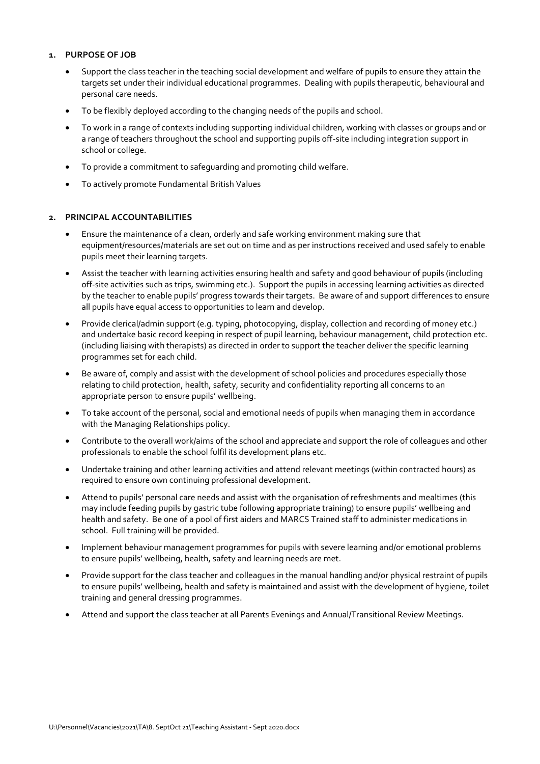## 1. PURPOSE OF JOB

- Support the class teacher in the teaching social development and welfare of pupils to ensure they attain the targets set under their individual educational programmes. Dealing with pupils therapeutic, behavioural and personal care needs.
- To be flexibly deployed according to the changing needs of the pupils and school.
- To work in a range of contexts including supporting individual children, working with classes or groups and or a range of teachers throughout the school and supporting pupils off-site including integration support in school or college.
- To provide a commitment to safeguarding and promoting child welfare.
- To actively promote Fundamental British Values

## 2. PRINCIPAL ACCOUNTABILITIES

- Ensure the maintenance of a clean, orderly and safe working environment making sure that equipment/resources/materials are set out on time and as per instructions received and used safely to enable pupils meet their learning targets.
- Assist the teacher with learning activities ensuring health and safety and good behaviour of pupils (including off-site activities such as trips, swimming etc.). Support the pupils in accessing learning activities as directed by the teacher to enable pupils' progress towards their targets. Be aware of and support differences to ensure all pupils have equal access to opportunities to learn and develop.
- Provide clerical/admin support (e.g. typing, photocopying, display, collection and recording of money etc.) and undertake basic record keeping in respect of pupil learning, behaviour management, child protection etc. (including liaising with therapists) as directed in order to support the teacher deliver the specific learning programmes set for each child.
- Be aware of, comply and assist with the development of school policies and procedures especially those relating to child protection, health, safety, security and confidentiality reporting all concerns to an appropriate person to ensure pupils' wellbeing.
- To take account of the personal, social and emotional needs of pupils when managing them in accordance with the Managing Relationships policy.
- Contribute to the overall work/aims of the school and appreciate and support the role of colleagues and other professionals to enable the school fulfil its development plans etc.
- Undertake training and other learning activities and attend relevant meetings (within contracted hours) as required to ensure own continuing professional development.
- Attend to pupils' personal care needs and assist with the organisation of refreshments and mealtimes (this may include feeding pupils by gastric tube following appropriate training) to ensure pupils' wellbeing and health and safety. Be one of a pool of first aiders and MARCS Trained staff to administer medications in school. Full training will be provided.
- Implement behaviour management programmes for pupils with severe learning and/or emotional problems to ensure pupils' wellbeing, health, safety and learning needs are met.
- Provide support for the class teacher and colleagues in the manual handling and/or physical restraint of pupils to ensure pupils' wellbeing, health and safety is maintained and assist with the development of hygiene, toilet training and general dressing programmes.
- Attend and support the class teacher at all Parents Evenings and Annual/Transitional Review Meetings.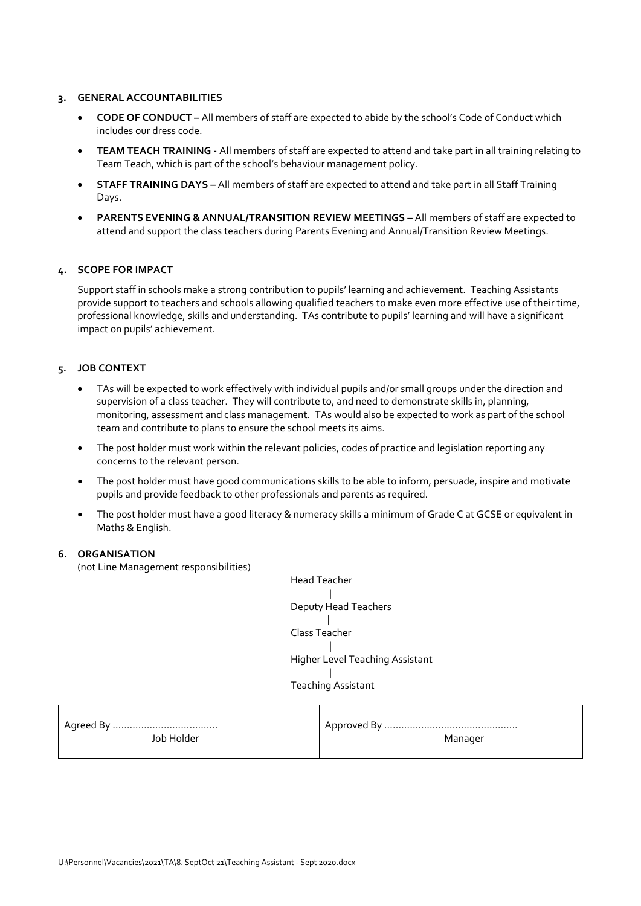## 3. GENERAL ACCOUNTABILITIES

- **CODE OF CONDUCT –** All members of staff are expected to abide by the school's Code of Conduct which includes our dress code.
- **TEAM TEACH TRAINING -** All members of staff are expected to attend and take part in all training relating to Team Teach, which is part of the school's behaviour management policy.
- **STAFF TRAINING DAYS –** All members of staff are expected to attend and take part in all Staff Training Days.
- **PARENTS EVENING & ANNUAL/TRANSITION REVIEW MEETINGS –** All members of staff are expected to attend and support the class teachers during Parents Evening and Annual/Transition Review Meetings.

## 4. SCOPE FOR IMPACT

Support staff in schools make a strong contribution to pupils' learning and achievement. Teaching Assistants provide support to teachers and schools allowing qualified teachers to make even more effective use of their time, professional knowledge, skills and understanding. TAs contribute to pupils' learning and will have a significant impact on pupils' achievement.

## 5. JOB CONTEXT

- TAs will be expected to work effectively with individual pupils and/or small groups under the direction and supervision of a class teacher. They will contribute to, and need to demonstrate skills in, planning, monitoring, assessment and class management. TAs would also be expected to work as part of the school team and contribute to plans to ensure the school meets its aims.
- The post holder must work within the relevant policies, codes of practice and legislation reporting any concerns to the relevant person.
- The post holder must have good communications skills to be able to inform, persuade, inspire and motivate pupils and provide feedback to other professionals and parents as required.
- The post holder must have a good literacy & numeracy skills a minimum of Grade C at GCSE or equivalent in Maths & English.

## 6. ORGANISATION

(not Line Management responsibilities)

Head Teacher
|
Deputy Head Teachers
|
Class Teacher
|
Higher Level Teaching Assistant
|
Teaching Assistant

| | |
|---|---|
| Agreed By ………………………………… Job Holder | Approved By ……………………………………… Manager |

U:\Personnel\Vacancies\2021\TA\8. SeptOct 21\Teaching Assistant - Sept 2020.docx